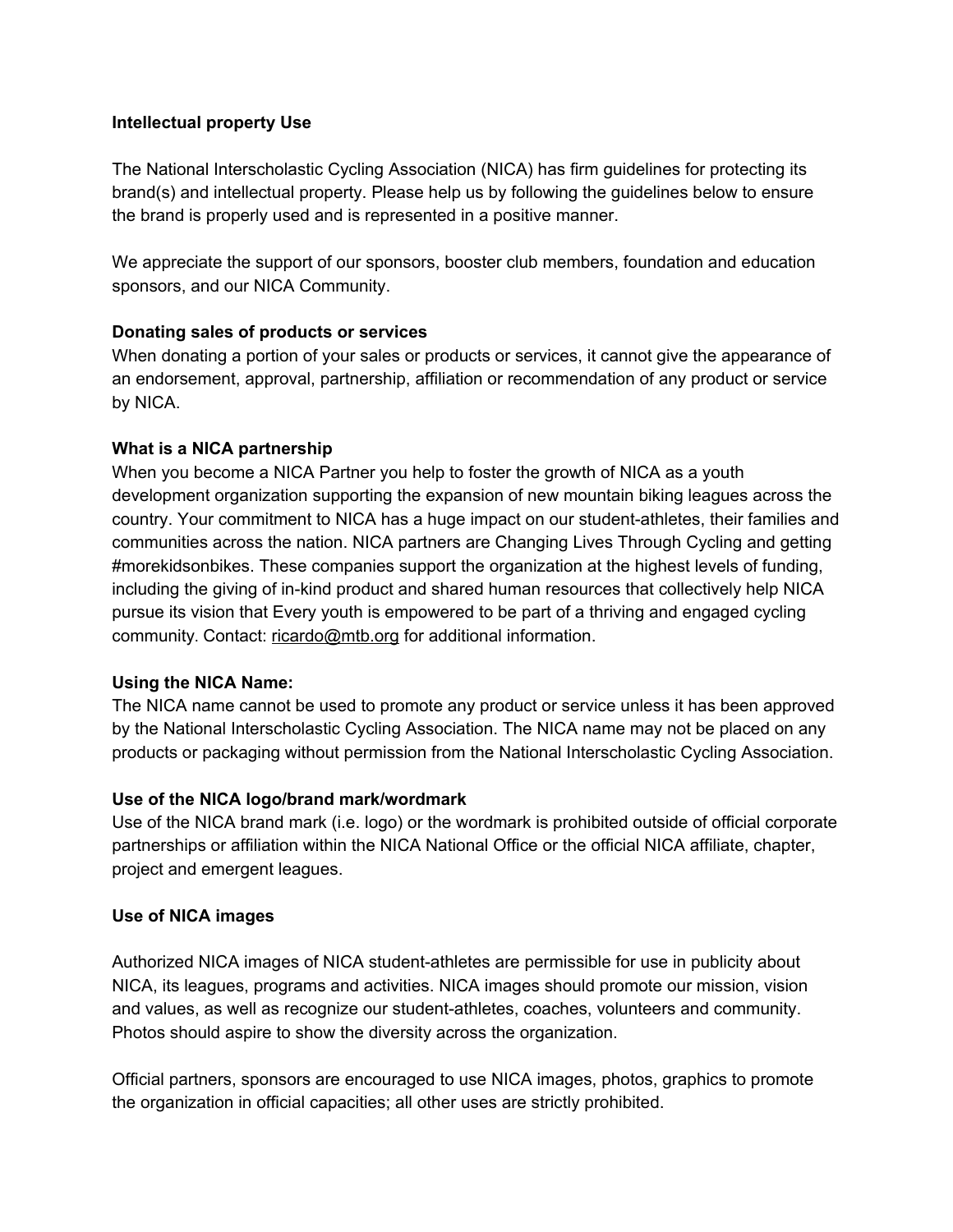## Intellectual property Use

The National Interscholastic Cycling Association (NICA) has firm guidelines for protecting its brand(s) and intellectual property. Please help us by following the guidelines below to ensure the brand is properly used and is represented in a positive manner.

We appreciate the support of our sponsors, booster club members, foundation and education sponsors, and our NICA Community.

### Donating sales of products or services

When donating a portion of your sales or products or services, it cannot give the appearance of an endorsement, approval, partnership, affiliation or recommendation of any product or service by NICA.

### What is a NICA partnership

When you become a NICA Partner you help to foster the growth of NICA as a youth development organization supporting the expansion of new mountain biking leagues across the country. Your commitment to NICA has a huge impact on our student-athletes, their families and communities across the nation. NICA partners are Changing Lives Through Cycling and getting #morekidsonbikes. These companies support the organization at the highest levels of funding, including the giving of in-kind product and shared human resources that collectively help NICA pursue its vision that Every youth is empowered to be part of a thriving and engaged cycling community. Contact: ricardo@mtb.org for additional information.

### Using the NICA Name:

The NICA name cannot be used to promote any product or service unless it has been approved by the National Interscholastic Cycling Association. The NICA name may not be placed on any products or packaging without permission from the National Interscholastic Cycling Association.

### Use of the NICA logo/brand mark/wordmark

Use of the NICA brand mark (i.e. logo) or the wordmark is prohibited outside of official corporate partnerships or affiliation within the NICA National Office or the official NICA affiliate, chapter, project and emergent leagues.

### Use of NICA images

Authorized NICA images of NICA student-athletes are permissible for use in publicity about NICA, its leagues, programs and activities. NICA images should promote our mission, vision and values, as well as recognize our student-athletes, coaches, volunteers and community. Photos should aspire to show the diversity across the organization.

Official partners, sponsors are encouraged to use NICA images, photos, graphics to promote the organization in official capacities; all other uses are strictly prohibited.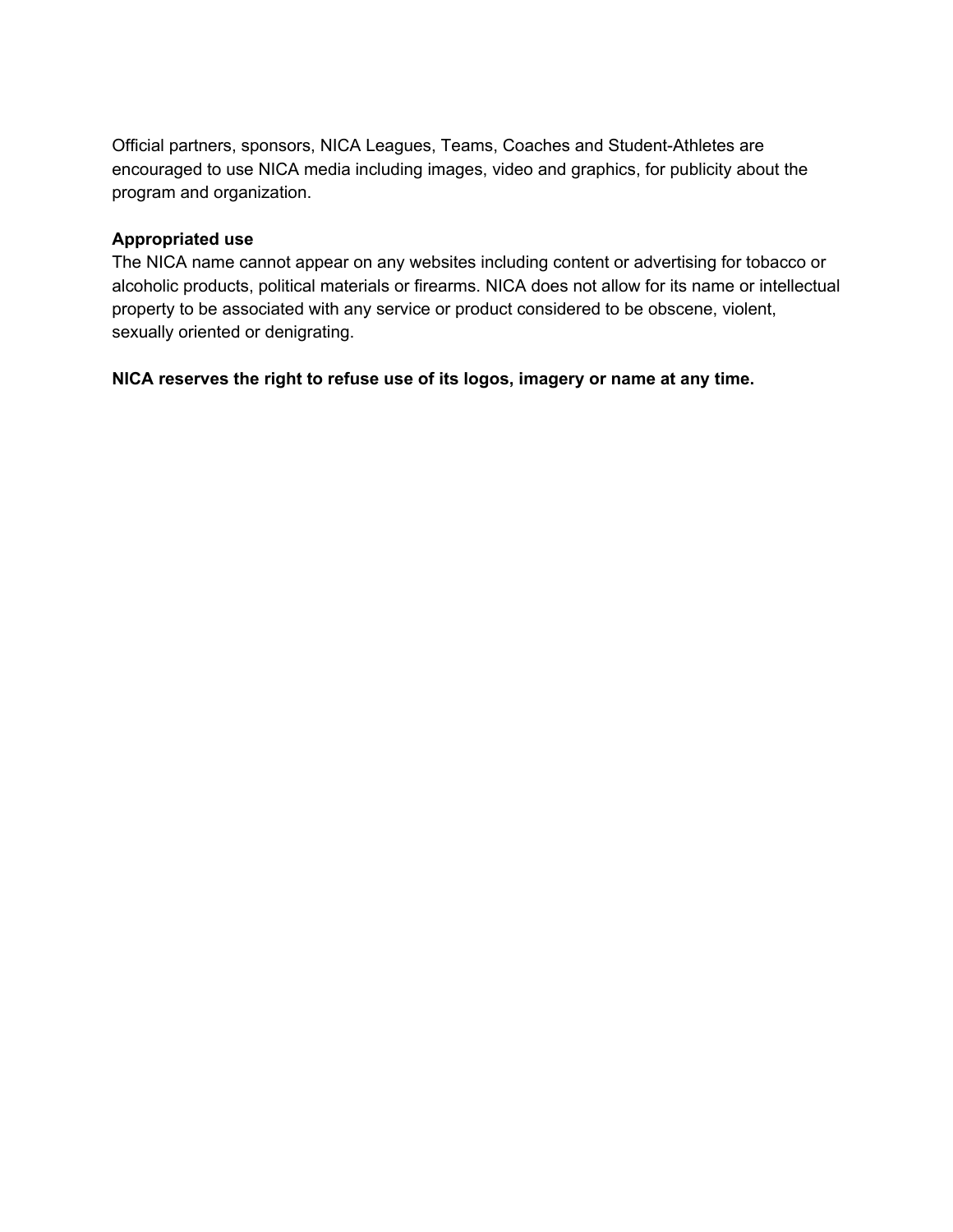Official partners, sponsors, NICA Leagues, Teams, Coaches and Student-Athletes are encouraged to use NICA media including images, video and graphics, for publicity about the program and organization.

**Appropriated use**

The NICA name cannot appear on any websites including content or advertising for tobacco or alcoholic products, political materials or firearms. NICA does not allow for its name or intellectual property to be associated with any service or product considered to be obscene, violent, sexually oriented or denigrating.

**NICA reserves the right to refuse use of its logos, imagery or name at any time.**